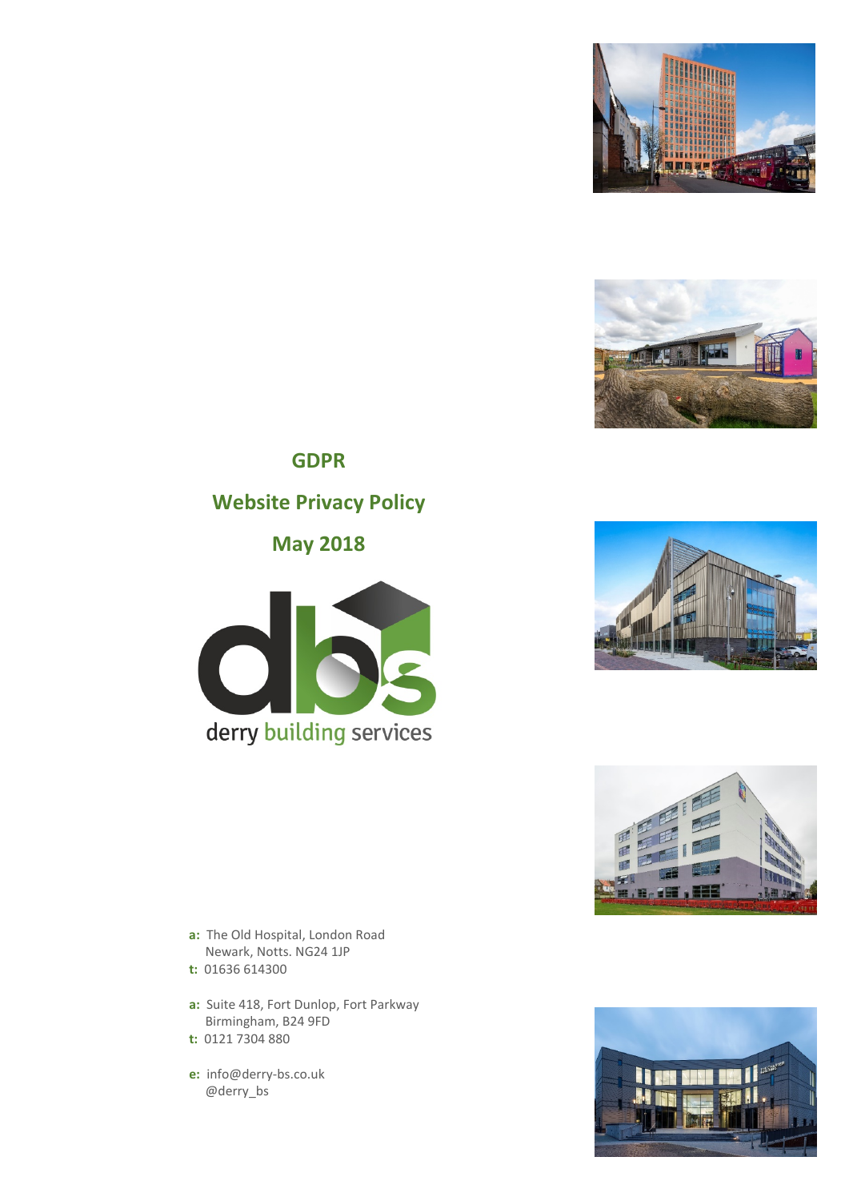# GDPR

# Website Privacy Policy

# May 2018

derry building services

**a:** The Old Hospital, London Road
Newark, Notts. NG24 1JP
**t:** 01636 614300

**a:** Suite 418, Fort Dunlop, Fort Parkway
Birmingham, B24 9FD
**t:** 0121 7304 880

**e:** info@derry-bs.co.uk
@derry_bs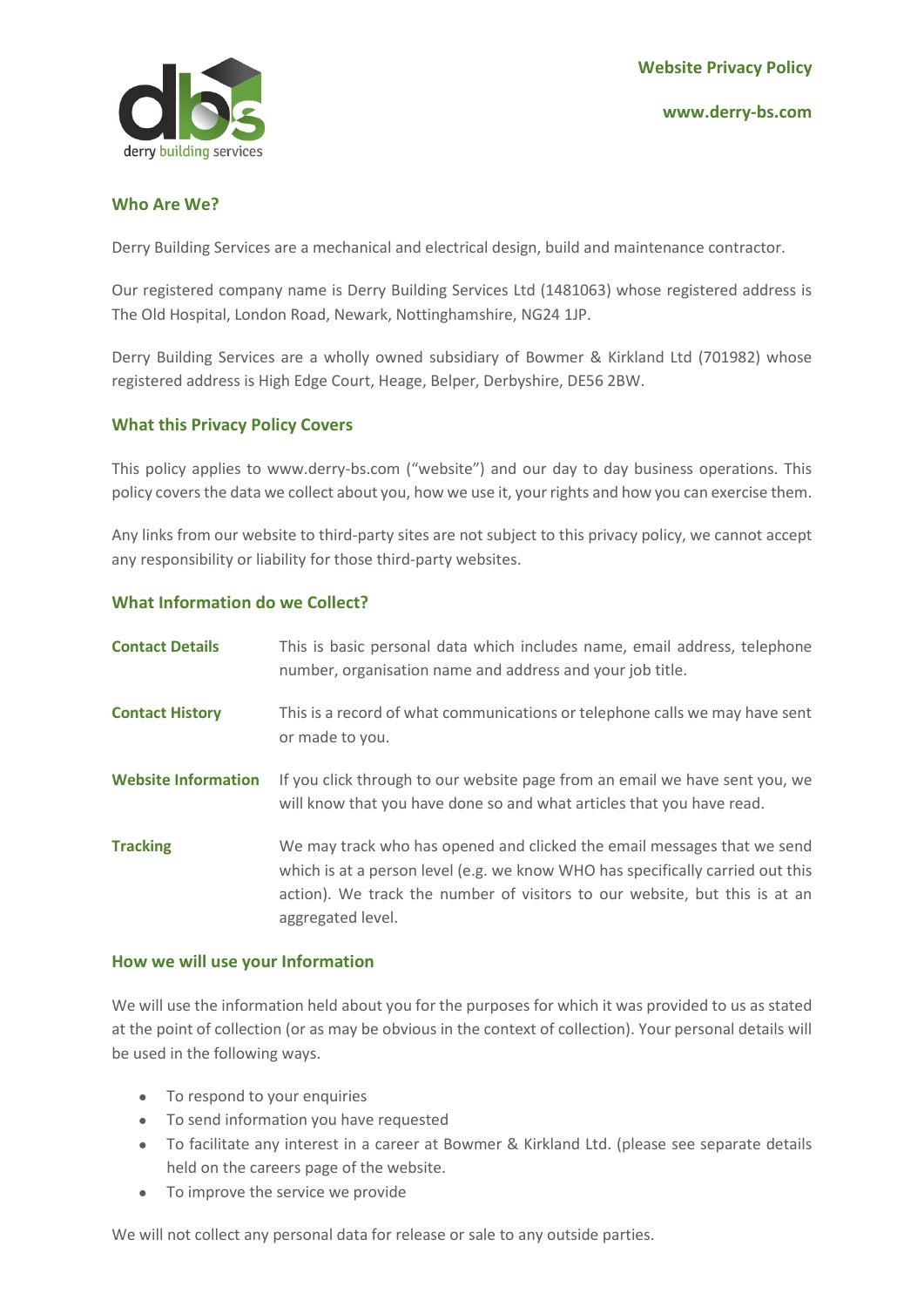**Website Privacy Policy**

**www.derry-bs.com**

## Who Are We?

Derry Building Services are a mechanical and electrical design, build and maintenance contractor.

Our registered company name is Derry Building Services Ltd (1481063) whose registered address is The Old Hospital, London Road, Newark, Nottinghamshire, NG24 1JP.

Derry Building Services are a wholly owned subsidiary of Bowmer & Kirkland Ltd (701982) whose registered address is High Edge Court, Heage, Belper, Derbyshire, DE56 2BW.

## What this Privacy Policy Covers

This policy applies to www.derry-bs.com ("website") and our day to day business operations. This policy covers the data we collect about you, how we use it, your rights and how you can exercise them.

Any links from our website to third-party sites are not subject to this privacy policy, we cannot accept any responsibility or liability for those third-party websites.

## What Information do we Collect?

| | |
|---|---|
| **Contact Details** | This is basic personal data which includes name, email address, telephone number, organisation name and address and your job title. |
| **Contact History** | This is a record of what communications or telephone calls we may have sent or made to you. |
| **Website Information** | If you click through to our website page from an email we have sent you, we will know that you have done so and what articles that you have read. |
| **Tracking** | We may track who has opened and clicked the email messages that we send which is at a person level (e.g. we know WHO has specifically carried out this action). We track the number of visitors to our website, but this is at an aggregated level. |

## How we will use your Information

We will use the information held about you for the purposes for which it was provided to us as stated at the point of collection (or as may be obvious in the context of collection). Your personal details will be used in the following ways.

- To respond to your enquiries
- To send information you have requested
- To facilitate any interest in a career at Bowmer & Kirkland Ltd. (please see separate details held on the careers page of the website.
- To improve the service we provide

We will not collect any personal data for release or sale to any outside parties.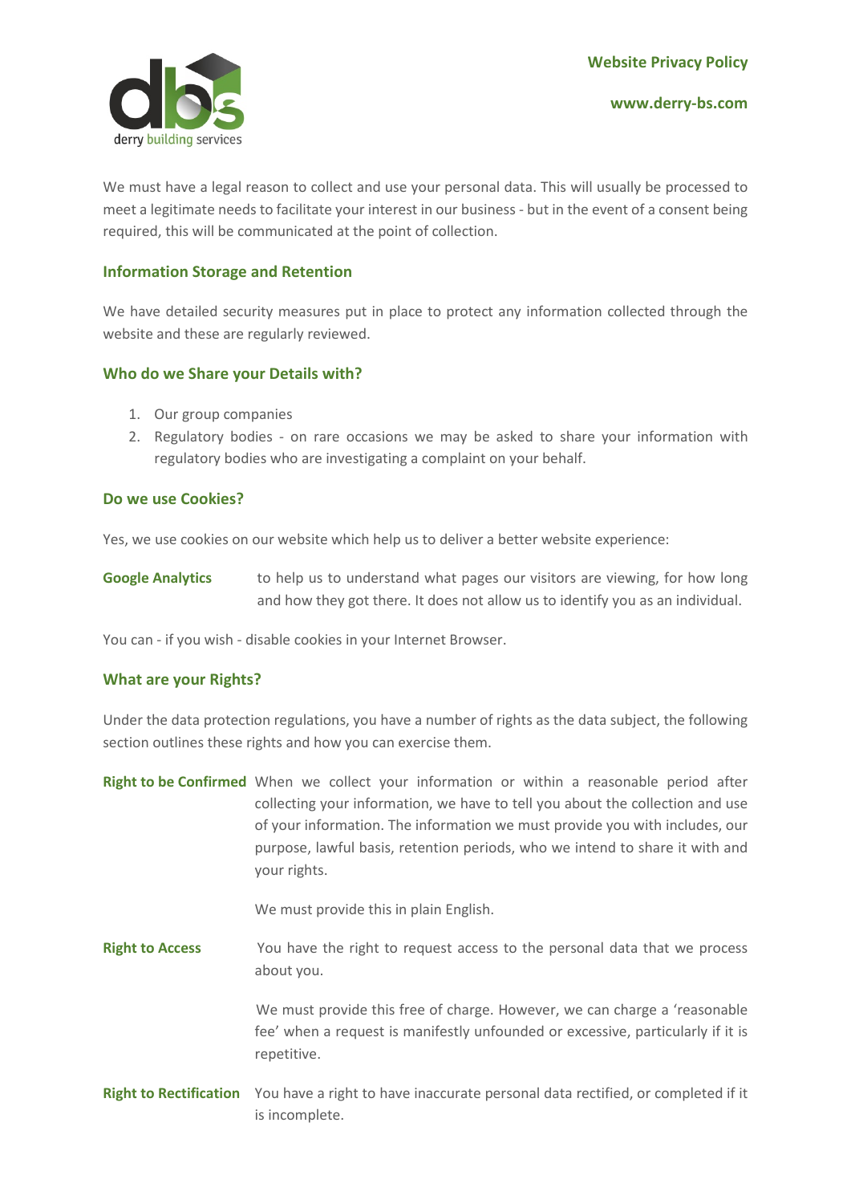We must have a legal reason to collect and use your personal data. This will usually be processed to meet a legitimate needs to facilitate your interest in our business - but in the event of a consent being required, this will be communicated at the point of collection.

## Information Storage and Retention

We have detailed security measures put in place to protect any information collected through the website and these are regularly reviewed.

## Who do we Share your Details with?

1. Our group companies
2. Regulatory bodies - on rare occasions we may be asked to share your information with regulatory bodies who are investigating a complaint on your behalf.

## Do we use Cookies?

Yes, we use cookies on our website which help us to deliver a better website experience:

**Google Analytics** to help us to understand what pages our visitors are viewing, for how long and how they got there. It does not allow us to identify you as an individual.

You can - if you wish - disable cookies in your Internet Browser.

## What are your Rights?

Under the data protection regulations, you have a number of rights as the data subject, the following section outlines these rights and how you can exercise them.

**Right to be Confirmed** When we collect your information or within a reasonable period after collecting your information, we have to tell you about the collection and use of your information. The information we must provide you with includes, our purpose, lawful basis, retention periods, who we intend to share it with and your rights.

We must provide this in plain English.

**Right to Access** You have the right to request access to the personal data that we process about you.

We must provide this free of charge. However, we can charge a 'reasonable fee' when a request is manifestly unfounded or excessive, particularly if it is repetitive.

**Right to Rectification** You have a right to have inaccurate personal data rectified, or completed if it is incomplete.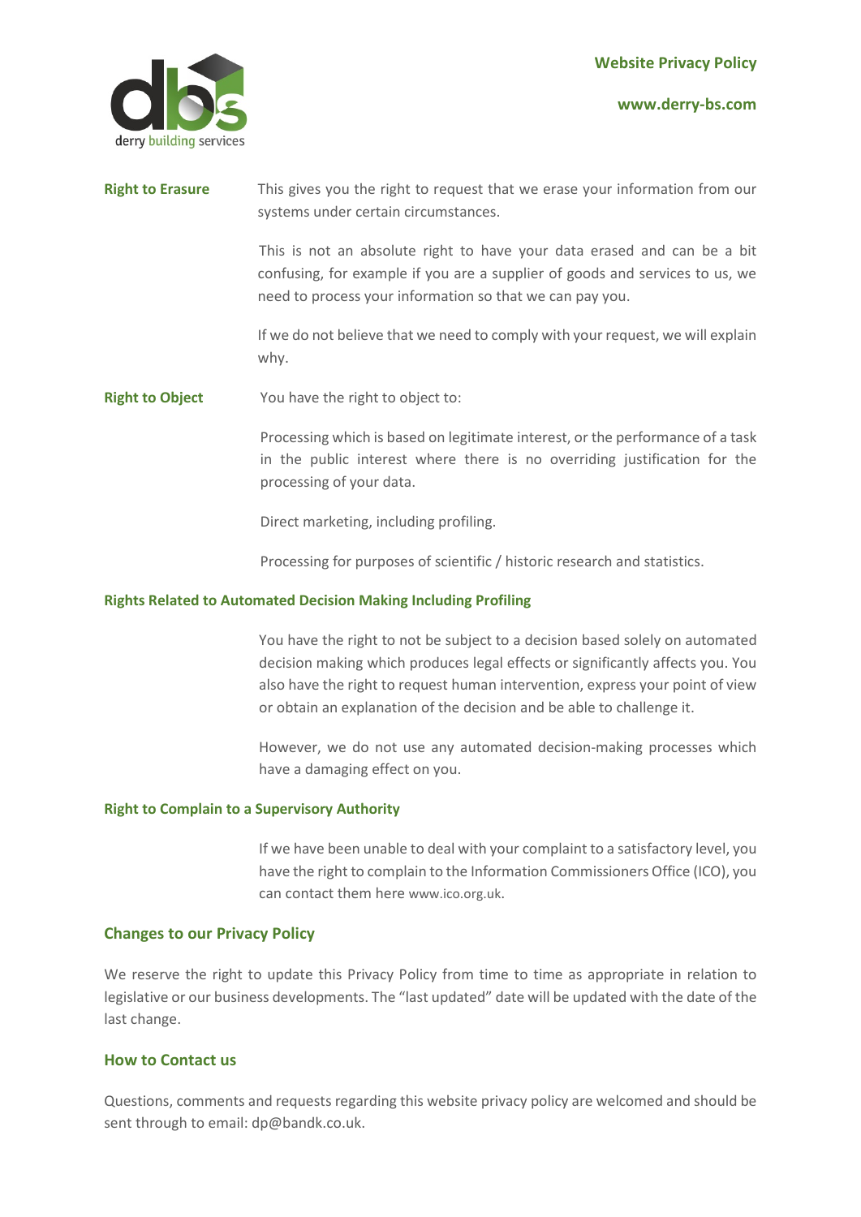**Right to Erasure**

This gives you the right to request that we erase your information from our systems under certain circumstances.

This is not an absolute right to have your data erased and can be a bit confusing, for example if you are a supplier of goods and services to us, we need to process your information so that we can pay you.

If we do not believe that we need to comply with your request, we will explain why.

**Right to Object**

You have the right to object to:

Processing which is based on legitimate interest, or the performance of a task in the public interest where there is no overriding justification for the processing of your data.

Direct marketing, including profiling.

Processing for purposes of scientific / historic research and statistics.

**Rights Related to Automated Decision Making Including Profiling**

You have the right to not be subject to a decision based solely on automated decision making which produces legal effects or significantly affects you. You also have the right to request human intervention, express your point of view or obtain an explanation of the decision and be able to challenge it.

However, we do not use any automated decision-making processes which have a damaging effect on you.

**Right to Complain to a Supervisory Authority**

If we have been unable to deal with your complaint to a satisfactory level, you have the right to complain to the Information Commissioners Office (ICO), you can contact them here www.ico.org.uk.

## Changes to our Privacy Policy

We reserve the right to update this Privacy Policy from time to time as appropriate in relation to legislative or our business developments. The "last updated" date will be updated with the date of the last change.

## How to Contact us

Questions, comments and requests regarding this website privacy policy are welcomed and should be sent through to email: dp@bandk.co.uk.